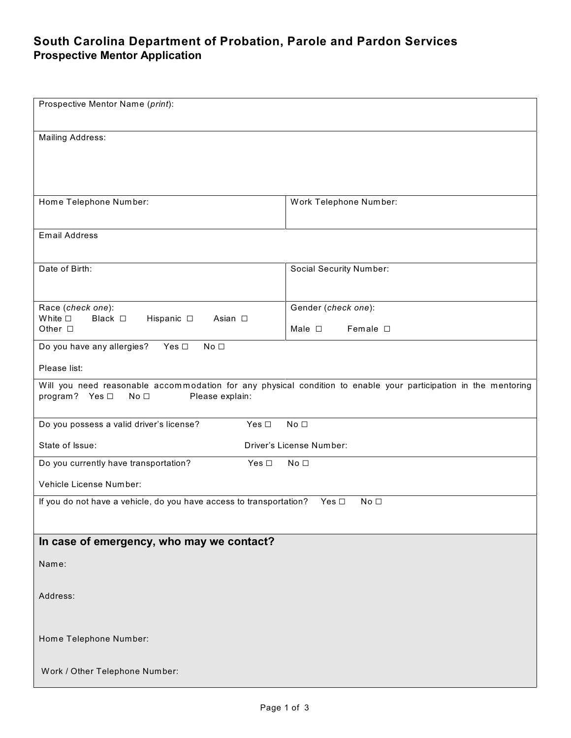# South Carolina Department of Probation, Parole and Pardon Services

## Prospective Mentor Application

| | |
|---|---|
| Prospective Mentor Name (*print*): | |
| Mailing Address: | |
| Home Telephone Number: | Work Telephone Number: |
| Email Address | |
| Date of Birth: | Social Security Number: |
| Race (*check one*): White ☐ Black ☐ Hispanic ☐ Asian ☐ Other ☐ | Gender (*check one*): Male ☐ Female ☐ |
| Do you have any allergies? Yes ☐ No ☐ <br> Please list: | |
| Will you need reasonable accommodation for any physical condition to enable your participation in the mentoring program? Yes ☐ No ☐ Please explain: | |
| Do you possess a valid driver's license? Yes ☐ No ☐ <br> State of Issue: | Driver's License Number: |
| Do you currently have transportation? Yes ☐ No ☐ <br> Vehicle License Number: | |
| If you do not have a vehicle, do you have access to transportation? Yes ☐ No ☐ | |

### In case of emergency, who may we contact?

Name:

Address:

Home Telephone Number:

Work / Other Telephone Number: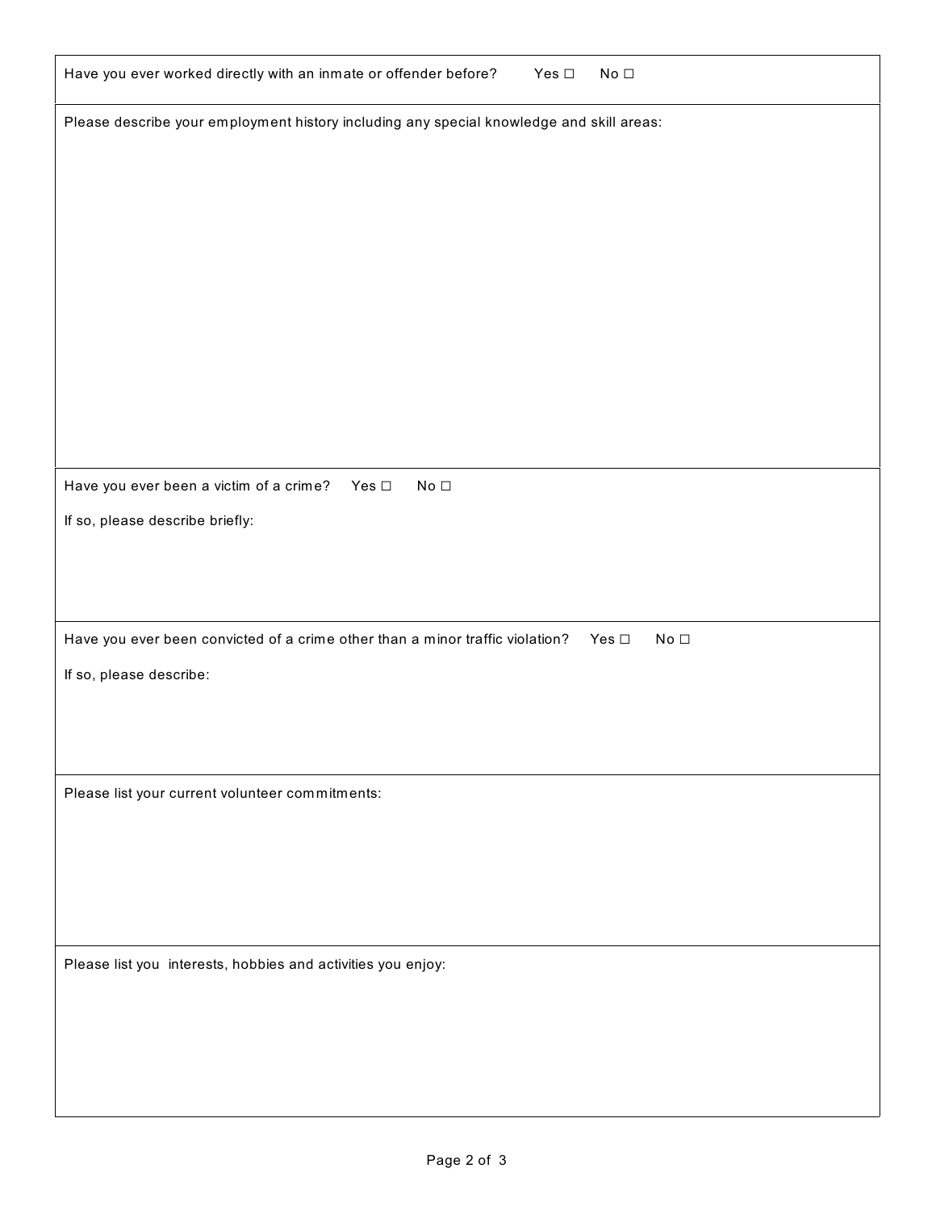Have you ever worked directly with an inmate or offender before? Yes ☐ No ☐

Please describe your employment history including any special knowledge and skill areas:

Have you ever been a victim of a crime? Yes ☐ No ☐

If so, please describe briefly:

Have you ever been convicted of a crime other than a minor traffic violation? Yes ☐ No ☐

If so, please describe:

Please list your current volunteer commitments:

Please list you interests, hobbies and activities you enjoy: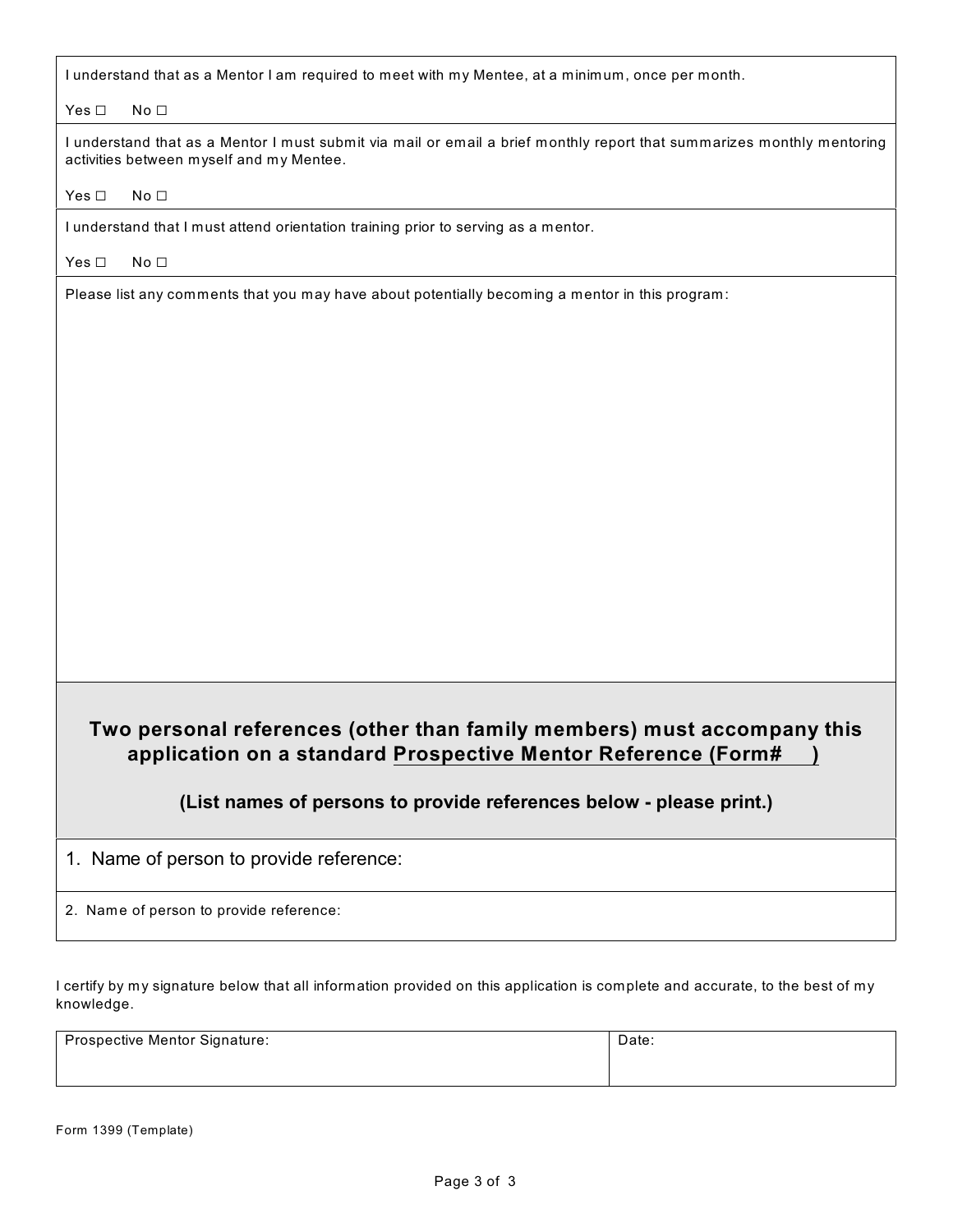I understand that as a Mentor I am required to meet with my Mentee, at a minimum, once per month.

Yes ☐ No ☐

I understand that as a Mentor I must submit via mail or email a brief monthly report that summarizes monthly mentoring activities between myself and my Mentee.

Yes ☐ No ☐

I understand that I must attend orientation training prior to serving as a mentor.

Yes ☐ No ☐

Please list any comments that you may have about potentially becoming a mentor in this program:

**Two personal references (other than family members) must accompany this application on a standard Prospective Mentor Reference (Form# )**

**(List names of persons to provide references below - please print.)**

1. Name of person to provide reference:

2. Name of person to provide reference:

I certify by my signature below that all information provided on this application is complete and accurate, to the best of my knowledge.

| Prospective Mentor Signature: | Date: |
| --- | --- |
| | |

Form 1399 (Template)